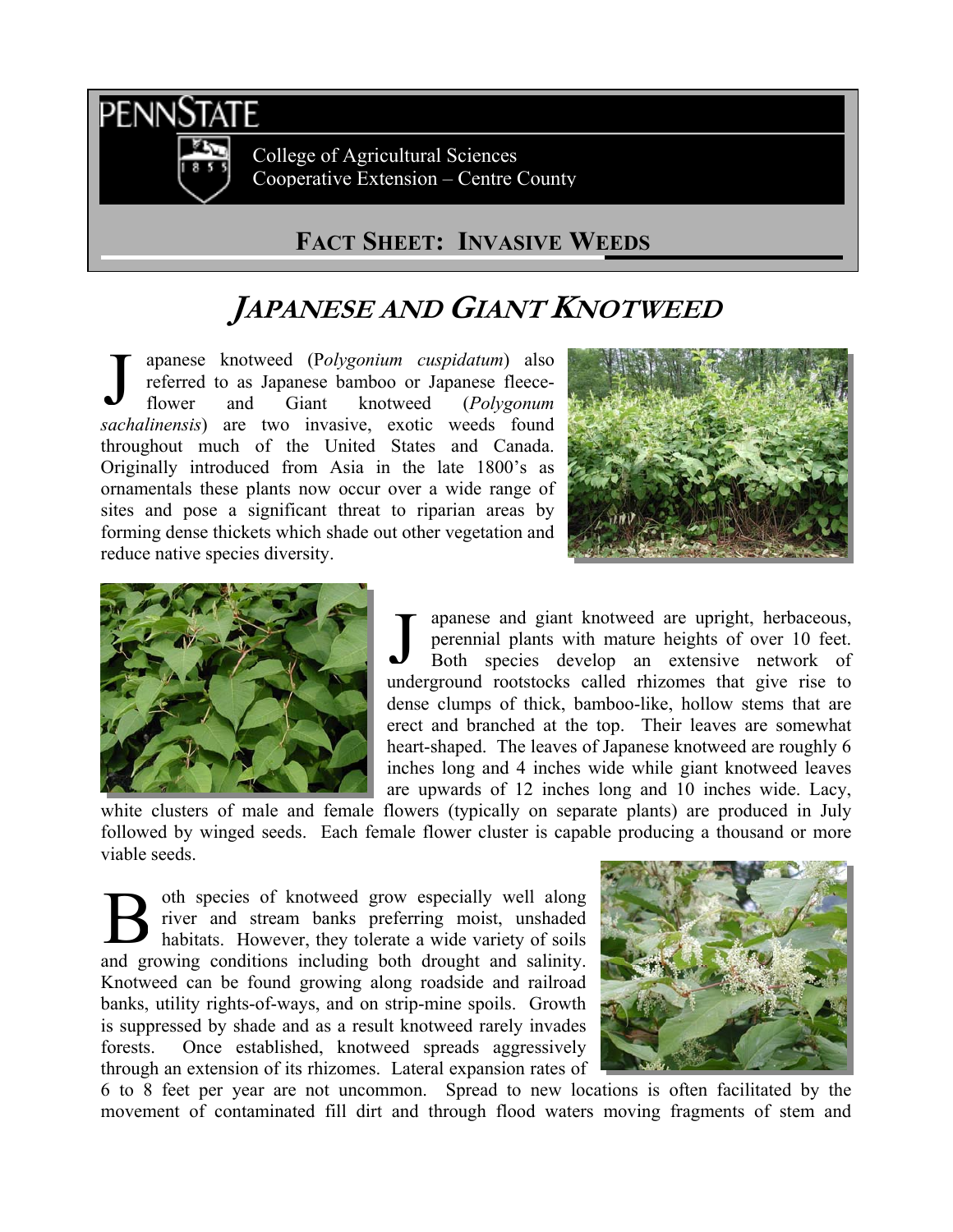PENNSTATE

College of Agricultural Sciences
Cooperative Extension – Centre County

## FACT SHEET: INVASIVE WEEDS

# *JAPANESE AND GIANT KNOTWEED*

Japanese knotweed (P*olygonium cuspidatum*) also referred to as Japanese bamboo or Japanese fleece-flower and Giant knotweed (*Polygonum sachalinensis*) are two invasive, exotic weeds found throughout much of the United States and Canada. Originally introduced from Asia in the late 1800's as ornamentals these plants now occur over a wide range of sites and pose a significant threat to riparian areas by forming dense thickets which shade out other vegetation and reduce native species diversity.

Japanese and giant knotweed are upright, herbaceous, perennial plants with mature heights of over 10 feet. Both species develop an extensive network of underground rootstocks called rhizomes that give rise to dense clumps of thick, bamboo-like, hollow stems that are erect and branched at the top. Their leaves are somewhat heart-shaped. The leaves of Japanese knotweed are roughly 6 inches long and 4 inches wide while giant knotweed leaves are upwards of 12 inches long and 10 inches wide. Lacy, white clusters of male and female flowers (typically on separate plants) are produced in July followed by winged seeds. Each female flower cluster is capable producing a thousand or more viable seeds.

Both species of knotweed grow especially well along river and stream banks preferring moist, unshaded habitats. However, they tolerate a wide variety of soils and growing conditions including both drought and salinity. Knotweed can be found growing along roadside and railroad banks, utility rights-of-ways, and on strip-mine spoils. Growth is suppressed by shade and as a result knotweed rarely invades forests. Once established, knotweed spreads aggressively through an extension of its rhizomes. Lateral expansion rates of 6 to 8 feet per year are not uncommon. Spread to new locations is often facilitated by the movement of contaminated fill dirt and through flood waters moving fragments of stem and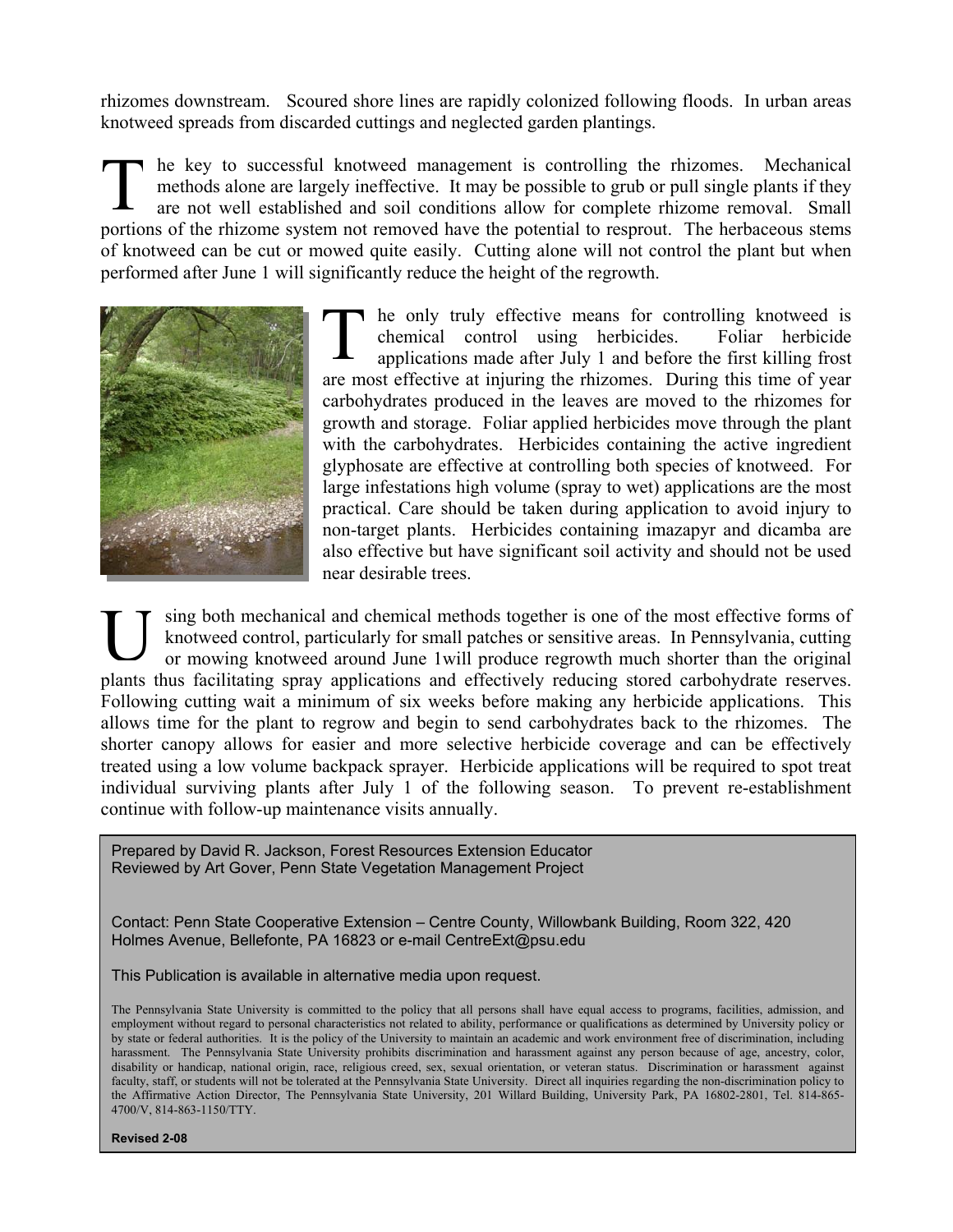rhizomes downstream. Scoured shore lines are rapidly colonized following floods. In urban areas knotweed spreads from discarded cuttings and neglected garden plantings.

The key to successful knotweed management is controlling the rhizomes. Mechanical methods alone are largely ineffective. It may be possible to grub or pull single plants if they are not well established and soil conditions allow for complete rhizome removal. Small portions of the rhizome system not removed have the potential to resprout. The herbaceous stems of knotweed can be cut or mowed quite easily. Cutting alone will not control the plant but when performed after June 1 will significantly reduce the height of the regrowth.

The only truly effective means for controlling knotweed is chemical control using herbicides. Foliar herbicide applications made after July 1 and before the first killing frost are most effective at injuring the rhizomes. During this time of year carbohydrates produced in the leaves are moved to the rhizomes for growth and storage. Foliar applied herbicides move through the plant with the carbohydrates. Herbicides containing the active ingredient glyphosate are effective at controlling both species of knotweed. For large infestations high volume (spray to wet) applications are the most practical. Care should be taken during application to avoid injury to non-target plants. Herbicides containing imazapyr and dicamba are also effective but have significant soil activity and should not be used near desirable trees.

Using both mechanical and chemical methods together is one of the most effective forms of knotweed control, particularly for small patches or sensitive areas. In Pennsylvania, cutting or mowing knotweed around June 1will produce regrowth much shorter than the original plants thus facilitating spray applications and effectively reducing stored carbohydrate reserves. Following cutting wait a minimum of six weeks before making any herbicide applications. This allows time for the plant to regrow and begin to send carbohydrates back to the rhizomes. The shorter canopy allows for easier and more selective herbicide coverage and can be effectively treated using a low volume backpack sprayer. Herbicide applications will be required to spot treat individual surviving plants after July 1 of the following season. To prevent re-establishment continue with follow-up maintenance visits annually.

Prepared by David R. Jackson, Forest Resources Extension Educator
Reviewed by Art Gover, Penn State Vegetation Management Project

Contact: Penn State Cooperative Extension – Centre County, Willowbank Building, Room 322, 420 Holmes Avenue, Bellefonte, PA 16823 or e-mail CentreExt@psu.edu

This Publication is available in alternative media upon request.

The Pennsylvania State University is committed to the policy that all persons shall have equal access to programs, facilities, admission, and employment without regard to personal characteristics not related to ability, performance or qualifications as determined by University policy or by state or federal authorities. It is the policy of the University to maintain an academic and work environment free of discrimination, including harassment. The Pennsylvania State University prohibits discrimination and harassment against any person because of age, ancestry, color, disability or handicap, national origin, race, religious creed, sex, sexual orientation, or veteran status. Discrimination or harassment against faculty, staff, or students will not be tolerated at the Pennsylvania State University. Direct all inquiries regarding the non-discrimination policy to the Affirmative Action Director, The Pennsylvania State University, 201 Willard Building, University Park, PA 16802-2801, Tel. 814-865-4700/V, 814-863-1150/TTY.

**Revised 2-08**